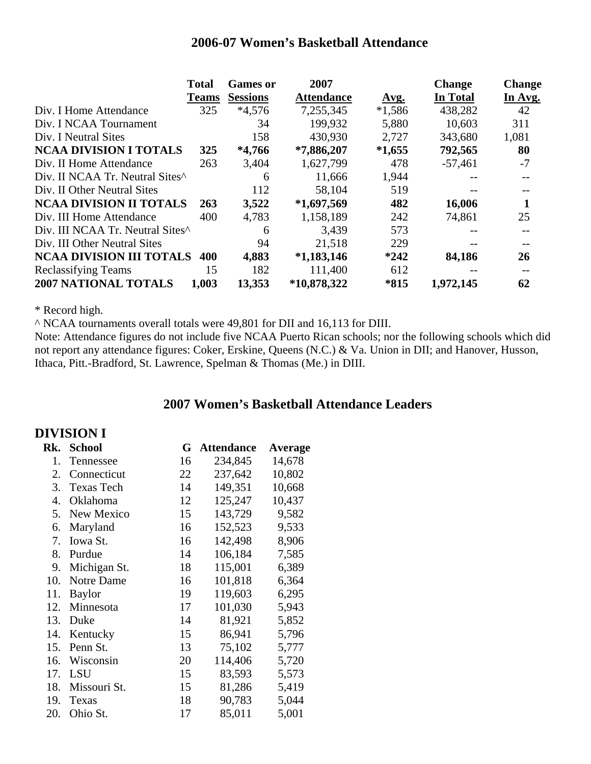## 2006-07 Women's Basketball Attendance

| | Total Teams | Games or Sessions | 2007 Attendance | Avg. | Change In Total | Change In Avg. |
|---|---|---|---|---|---|---|
| Div. I Home Attendance | 325 | *4,576 | 7,255,345 | *1,586 | 438,282 | 42 |
| Div. I NCAA Tournament | | 34 | 199,932 | 5,880 | 10,603 | 311 |
| Div. I Neutral Sites | | 158 | 430,930 | 2,727 | 343,680 | 1,081 |
| **NCAA DIVISION I TOTALS** | **325** | ***4,766** | ***7,886,207** | ***1,655** | **792,565** | **80** |
| Div. II Home Attendance | 263 | 3,404 | 1,627,799 | 478 | -57,461 | -7 |
| Div. II NCAA Tr. Neutral Sites^ | | 6 | 11,666 | 1,944 | -- | -- |
| Div. II Other Neutral Sites | | 112 | 58,104 | 519 | -- | -- |
| **NCAA DIVISION II TOTALS** | **263** | **3,522** | ***1,697,569** | **482** | **16,006** | **1** |
| Div. III Home Attendance | 400 | 4,783 | 1,158,189 | 242 | 74,861 | 25 |
| Div. III NCAA Tr. Neutral Sites^ | | 6 | 3,439 | 573 | -- | -- |
| Div. III Other Neutral Sites | | 94 | 21,518 | 229 | -- | -- |
| **NCAA DIVISION III TOTALS** | **400** | **4,883** | ***1,183,146** | ***242** | **84,186** | **26** |
| Reclassifying Teams | 15 | 182 | 111,400 | 612 | -- | -- |
| **2007 NATIONAL TOTALS** | **1,003** | **13,353** | ***10,878,322** | ***815** | **1,972,145** | **62** |

\* Record high.

^ NCAA tournaments overall totals were 49,801 for DII and 16,113 for DIII.

Note: Attendance figures do not include five NCAA Puerto Rican schools; nor the following schools which did not report any attendance figures: Coker, Erskine, Queens (N.C.) & Va. Union in DII; and Hanover, Husson, Ithaca, Pitt.-Bradford, St. Lawrence, Spelman & Thomas (Me.) in DIII.

## 2007 Women's Basketball Attendance Leaders

### DIVISION I

| Rk. | School | G | Attendance | Average |
|---|---|---|---|---|
| 1. | Tennessee | 16 | 234,845 | 14,678 |
| 2. | Connecticut | 22 | 237,642 | 10,802 |
| 3. | Texas Tech | 14 | 149,351 | 10,668 |
| 4. | Oklahoma | 12 | 125,247 | 10,437 |
| 5. | New Mexico | 15 | 143,729 | 9,582 |
| 6. | Maryland | 16 | 152,523 | 9,533 |
| 7. | Iowa St. | 16 | 142,498 | 8,906 |
| 8. | Purdue | 14 | 106,184 | 7,585 |
| 9. | Michigan St. | 18 | 115,001 | 6,389 |
| 10. | Notre Dame | 16 | 101,818 | 6,364 |
| 11. | Baylor | 19 | 119,603 | 6,295 |
| 12. | Minnesota | 17 | 101,030 | 5,943 |
| 13. | Duke | 14 | 81,921 | 5,852 |
| 14. | Kentucky | 15 | 86,941 | 5,796 |
| 15. | Penn St. | 13 | 75,102 | 5,777 |
| 16. | Wisconsin | 20 | 114,406 | 5,720 |
| 17. | LSU | 15 | 83,593 | 5,573 |
| 18. | Missouri St. | 15 | 81,286 | 5,419 |
| 19. | Texas | 18 | 90,783 | 5,044 |
| 20. | Ohio St. | 17 | 85,011 | 5,001 |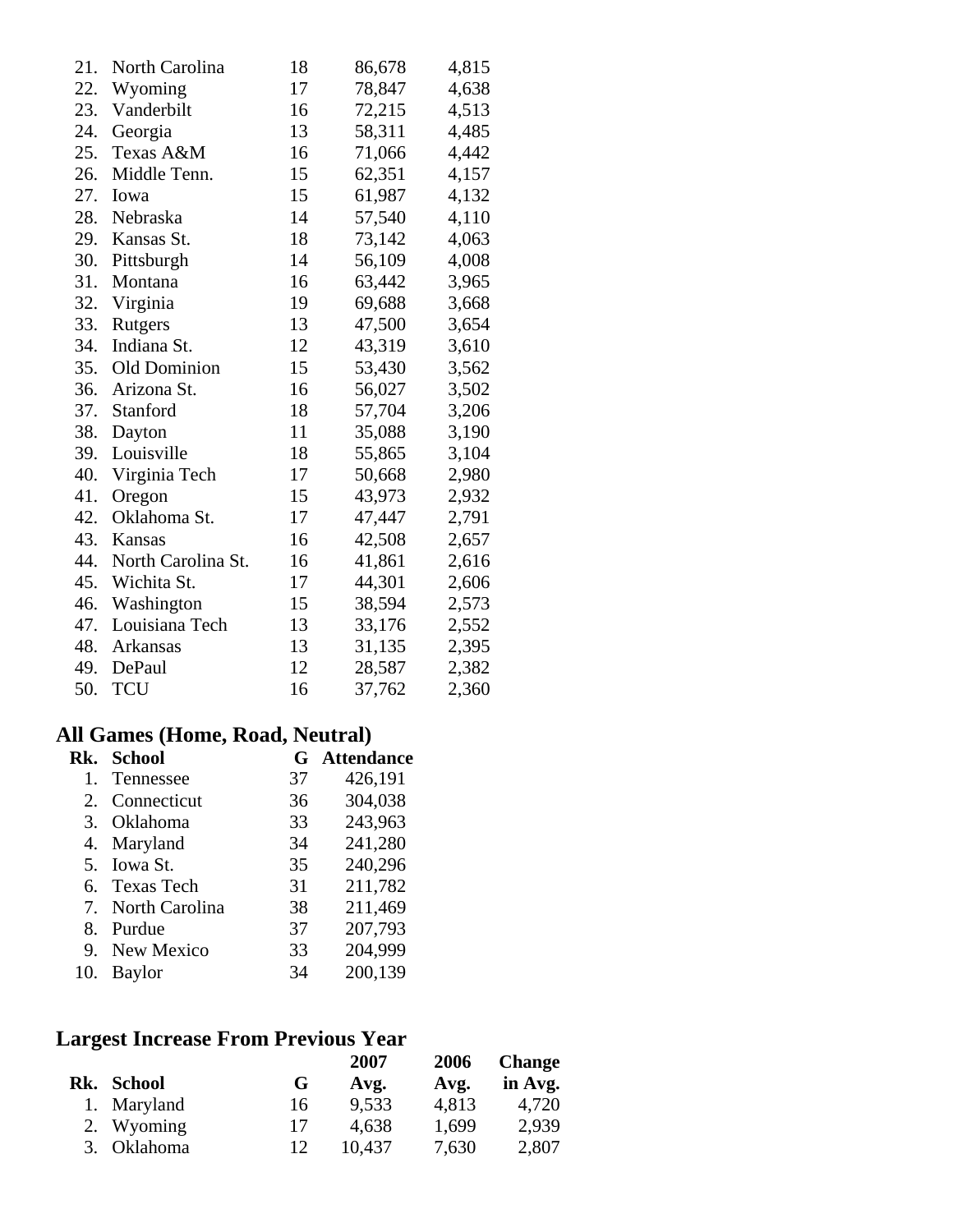| Rk. | School | G | Attendance | Avg. |
|---|---|---|---|---|
| 21. | North Carolina | 18 | 86,678 | 4,815 |
| 22. | Wyoming | 17 | 78,847 | 4,638 |
| 23. | Vanderbilt | 16 | 72,215 | 4,513 |
| 24. | Georgia | 13 | 58,311 | 4,485 |
| 25. | Texas A&M | 16 | 71,066 | 4,442 |
| 26. | Middle Tenn. | 15 | 62,351 | 4,157 |
| 27. | Iowa | 15 | 61,987 | 4,132 |
| 28. | Nebraska | 14 | 57,540 | 4,110 |
| 29. | Kansas St. | 18 | 73,142 | 4,063 |
| 30. | Pittsburgh | 14 | 56,109 | 4,008 |
| 31. | Montana | 16 | 63,442 | 3,965 |
| 32. | Virginia | 19 | 69,688 | 3,668 |
| 33. | Rutgers | 13 | 47,500 | 3,654 |
| 34. | Indiana St. | 12 | 43,319 | 3,610 |
| 35. | Old Dominion | 15 | 53,430 | 3,562 |
| 36. | Arizona St. | 16 | 56,027 | 3,502 |
| 37. | Stanford | 18 | 57,704 | 3,206 |
| 38. | Dayton | 11 | 35,088 | 3,190 |
| 39. | Louisville | 18 | 55,865 | 3,104 |
| 40. | Virginia Tech | 17 | 50,668 | 2,980 |
| 41. | Oregon | 15 | 43,973 | 2,932 |
| 42. | Oklahoma St. | 17 | 47,447 | 2,791 |
| 43. | Kansas | 16 | 42,508 | 2,657 |
| 44. | North Carolina St. | 16 | 41,861 | 2,616 |
| 45. | Wichita St. | 17 | 44,301 | 2,606 |
| 46. | Washington | 15 | 38,594 | 2,573 |
| 47. | Louisiana Tech | 13 | 33,176 | 2,552 |
| 48. | Arkansas | 13 | 31,135 | 2,395 |
| 49. | DePaul | 12 | 28,587 | 2,382 |
| 50. | TCU | 16 | 37,762 | 2,360 |

## All Games (Home, Road, Neutral)

| Rk. | School | G | Attendance |
|---|---|---|---|
| 1. | Tennessee | 37 | 426,191 |
| 2. | Connecticut | 36 | 304,038 |
| 3. | Oklahoma | 33 | 243,963 |
| 4. | Maryland | 34 | 241,280 |
| 5. | Iowa St. | 35 | 240,296 |
| 6. | Texas Tech | 31 | 211,782 |
| 7. | North Carolina | 38 | 211,469 |
| 8. | Purdue | 37 | 207,793 |
| 9. | New Mexico | 33 | 204,999 |
| 10. | Baylor | 34 | 200,139 |

## Largest Increase From Previous Year

| Rk. | School | G | 2007 Avg. | 2006 Avg. | Change in Avg. |
|---|---|---|---|---|---|
| 1. | Maryland | 16 | 9,533 | 4,813 | 4,720 |
| 2. | Wyoming | 17 | 4,638 | 1,699 | 2,939 |
| 3. | Oklahoma | 12 | 10,437 | 7,630 | 2,807 |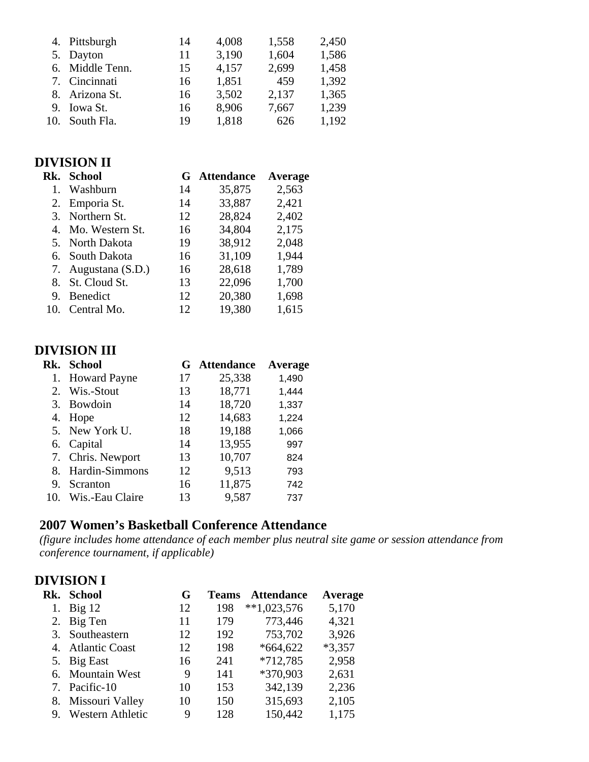| Rk. | School | G | | | |
|---|---|---|---|---|---|
| 4. | Pittsburgh | 14 | 4,008 | 1,558 | 2,450 |
| 5. | Dayton | 11 | 3,190 | 1,604 | 1,586 |
| 6. | Middle Tenn. | 15 | 4,157 | 2,699 | 1,458 |
| 7. | Cincinnati | 16 | 1,851 | 459 | 1,392 |
| 8. | Arizona St. | 16 | 3,502 | 2,137 | 1,365 |
| 9. | Iowa St. | 16 | 8,906 | 7,667 | 1,239 |
| 10. | South Fla. | 19 | 1,818 | 626 | 1,192 |

## DIVISION II

| Rk. | School | G | Attendance | Average |
|---|---|---|---|---|
| 1. | Washburn | 14 | 35,875 | 2,563 |
| 2. | Emporia St. | 14 | 33,887 | 2,421 |
| 3. | Northern St. | 12 | 28,824 | 2,402 |
| 4. | Mo. Western St. | 16 | 34,804 | 2,175 |
| 5. | North Dakota | 19 | 38,912 | 2,048 |
| 6. | South Dakota | 16 | 31,109 | 1,944 |
| 7. | Augustana (S.D.) | 16 | 28,618 | 1,789 |
| 8. | St. Cloud St. | 13 | 22,096 | 1,700 |
| 9. | Benedict | 12 | 20,380 | 1,698 |
| 10. | Central Mo. | 12 | 19,380 | 1,615 |

## DIVISION III

| Rk. | School | G | Attendance | Average |
|---|---|---|---|---|
| 1. | Howard Payne | 17 | 25,338 | 1,490 |
| 2. | Wis.-Stout | 13 | 18,771 | 1,444 |
| 3. | Bowdoin | 14 | 18,720 | 1,337 |
| 4. | Hope | 12 | 14,683 | 1,224 |
| 5. | New York U. | 18 | 19,188 | 1,066 |
| 6. | Capital | 14 | 13,955 | 997 |
| 7. | Chris. Newport | 13 | 10,707 | 824 |
| 8. | Hardin-Simmons | 12 | 9,513 | 793 |
| 9. | Scranton | 16 | 11,875 | 742 |
| 10. | Wis.-Eau Claire | 13 | 9,587 | 737 |

## 2007 Women's Basketball Conference Attendance

*(figure includes home attendance of each member plus neutral site game or session attendance from conference tournament, if applicable)*

## DIVISION I

| Rk. | School | G | Teams | Attendance | Average |
|---|---|---|---|---|---|
| 1. | Big 12 | 12 | 198 | **1,023,576 | 5,170 |
| 2. | Big Ten | 11 | 179 | 773,446 | 4,321 |
| 3. | Southeastern | 12 | 192 | 753,702 | 3,926 |
| 4. | Atlantic Coast | 12 | 198 | *664,622 | *3,357 |
| 5. | Big East | 16 | 241 | *712,785 | 2,958 |
| 6. | Mountain West | 9 | 141 | *370,903 | 2,631 |
| 7. | Pacific-10 | 10 | 153 | 342,139 | 2,236 |
| 8. | Missouri Valley | 10 | 150 | 315,693 | 2,105 |
| 9. | Western Athletic | 9 | 128 | 150,442 | 1,175 |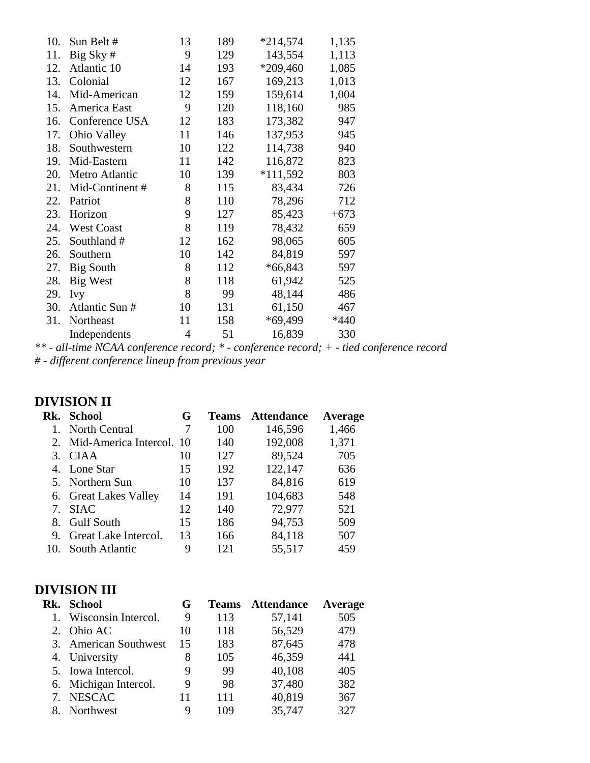| | | | | | |
|---|---|---|---|---|---|
| 10. | Sun Belt # | 13 | 189 | *214,574 | 1,135 |
| 11. | Big Sky # | 9 | 129 | 143,554 | 1,113 |
| 12. | Atlantic 10 | 14 | 193 | *209,460 | 1,085 |
| 13. | Colonial | 12 | 167 | 169,213 | 1,013 |
| 14. | Mid-American | 12 | 159 | 159,614 | 1,004 |
| 15. | America East | 9 | 120 | 118,160 | 985 |
| 16. | Conference USA | 12 | 183 | 173,382 | 947 |
| 17. | Ohio Valley | 11 | 146 | 137,953 | 945 |
| 18. | Southwestern | 10 | 122 | 114,738 | 940 |
| 19. | Mid-Eastern | 11 | 142 | 116,872 | 823 |
| 20. | Metro Atlantic | 10 | 139 | *111,592 | 803 |
| 21. | Mid-Continent # | 8 | 115 | 83,434 | 726 |
| 22. | Patriot | 8 | 110 | 78,296 | 712 |
| 23. | Horizon | 9 | 127 | 85,423 | +673 |
| 24. | West Coast | 8 | 119 | 78,432 | 659 |
| 25. | Southland # | 12 | 162 | 98,065 | 605 |
| 26. | Southern | 10 | 142 | 84,819 | 597 |
| 27. | Big South | 8 | 112 | *66,843 | 597 |
| 28. | Big West | 8 | 118 | 61,942 | 525 |
| 29. | Ivy | 8 | 99 | 48,144 | 486 |
| 30. | Atlantic Sun # | 10 | 131 | 61,150 | 467 |
| 31. | Northeast | 11 | 158 | *69,499 | *440 |
| | Independents | 4 | 51 | 16,839 | 330 |

*\*\* - all-time NCAA conference record; \* - conference record; + - tied conference record*
*# - different conference lineup from previous year*

## DIVISION II

| Rk. | School | G | Teams | Attendance | Average |
|---|---|---|---|---|---|
| 1. | North Central | 7 | 100 | 146,596 | 1,466 |
| 2. | Mid-America Intercol. | 10 | 140 | 192,008 | 1,371 |
| 3. | CIAA | 10 | 127 | 89,524 | 705 |
| 4. | Lone Star | 15 | 192 | 122,147 | 636 |
| 5. | Northern Sun | 10 | 137 | 84,816 | 619 |
| 6. | Great Lakes Valley | 14 | 191 | 104,683 | 548 |
| 7. | SIAC | 12 | 140 | 72,977 | 521 |
| 8. | Gulf South | 15 | 186 | 94,753 | 509 |
| 9. | Great Lake Intercol. | 13 | 166 | 84,118 | 507 |
| 10. | South Atlantic | 9 | 121 | 55,517 | 459 |

## DIVISION III

| Rk. | School | G | Teams | Attendance | Average |
|---|---|---|---|---|---|
| 1. | Wisconsin Intercol. | 9 | 113 | 57,141 | 505 |
| 2. | Ohio AC | 10 | 118 | 56,529 | 479 |
| 3. | American Southwest | 15 | 183 | 87,645 | 478 |
| 4. | University | 8 | 105 | 46,359 | 441 |
| 5. | Iowa Intercol. | 9 | 99 | 40,108 | 405 |
| 6. | Michigan Intercol. | 9 | 98 | 37,480 | 382 |
| 7. | NESCAC | 11 | 111 | 40,819 | 367 |
| 8. | Northwest | 9 | 109 | 35,747 | 327 |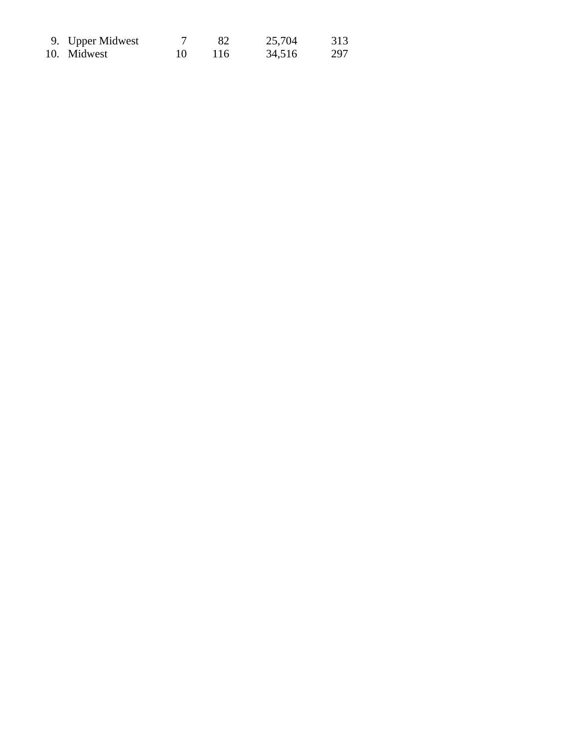| | | | | | |
|---|---|---|---|---|---|
| 9. | Upper Midwest | 7 | 82 | 25,704 | 313 |
| 10. | Midwest | 10 | 116 | 34,516 | 297 |